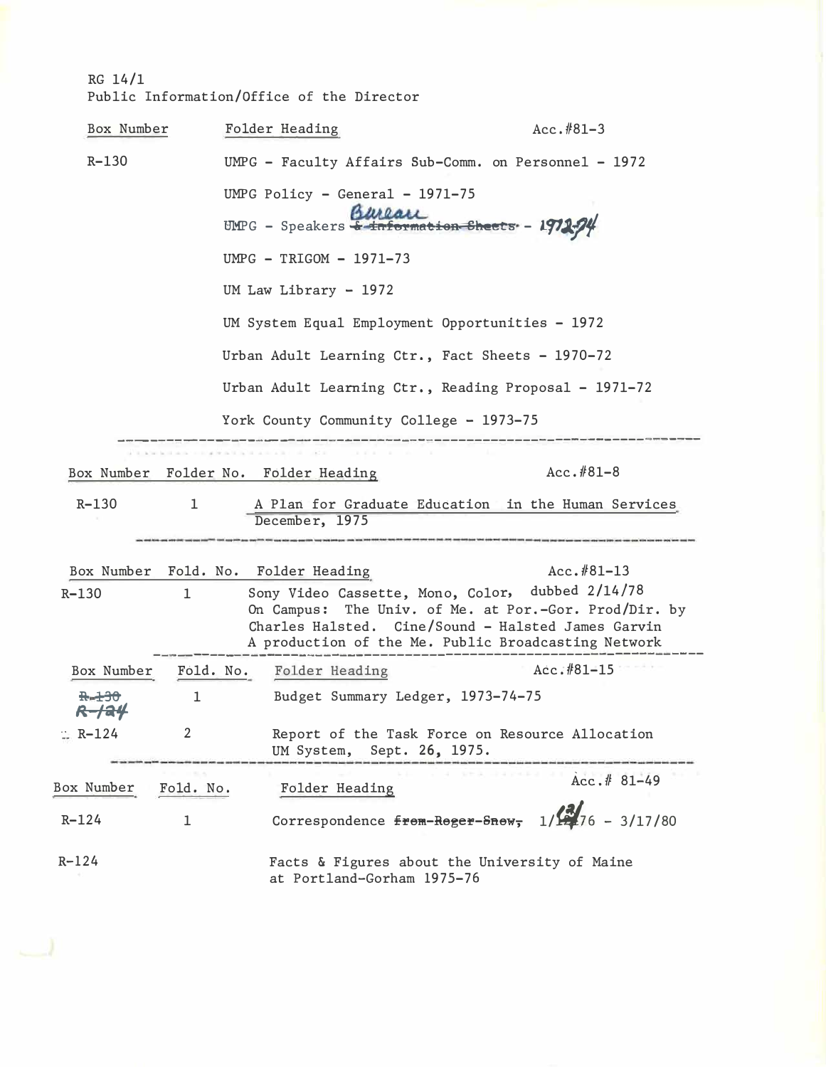RG 14/1
Public Information/Office of the Director

| Box Number | Folder Heading | Acc.#81-3 |
|---|---|---|
| R-130 | UMPG - Faculty Affairs Sub-Comm. on Personnel - 1972 | |
| | UMPG Policy - General - 1971-75 | |
| | UMPG - Speakers ~~& Information Sheets~~ Bureau - 1972-74 | |
| | UMPG - TRIGOM - 1971-73 | |
| | UM Law Library - 1972 | |
| | UM System Equal Employment Opportunities - 1972 | |
| | Urban Adult Learning Ctr., Fact Sheets - 1970-72 | |
| | Urban Adult Learning Ctr., Reading Proposal - 1971-72 | |
| | York County Community College - 1973-75 | |

---

| Box Number | Folder No. | Folder Heading | Acc.#81-8 |
|---|---|---|---|
| R-130 | 1 | A Plan for Graduate Education in the Human Services December, 1975 | |

---

| Box Number | Fold. No. | Folder Heading | Acc.#81-13 |
|---|---|---|---|
| R-130 | 1 | Sony Video Cassette, Mono, Color, dubbed 2/14/78 On Campus: The Univ. of Me. at Por.-Gor. Prod/Dir. by Charles Halsted. Cine/Sound - Halsted James Garvin A production of the Me. Public Broadcasting Network | |

---

| Box Number | Fold. No. | Folder Heading | Acc.#81-15 |
|---|---|---|---|
| ~~R-130~~ R-124 | 1 | Budget Summary Ledger, 1973-74-75 | |
| R-124 | 2 | Report of the Task Force on Resource Allocation UM System, Sept. 26, 1975. | |

---

| Box Number | Fold. No. | Folder Heading | Acc.# 81-49 |
|---|---|---|---|
| R-124 | 1 | Correspondence ~~from Roger Snow,~~ 1/~~12~~ 13/76 - 3/17/80 | |
| R-124 | | Facts & Figures about the University of Maine at Portland-Gorham 1975-76 | |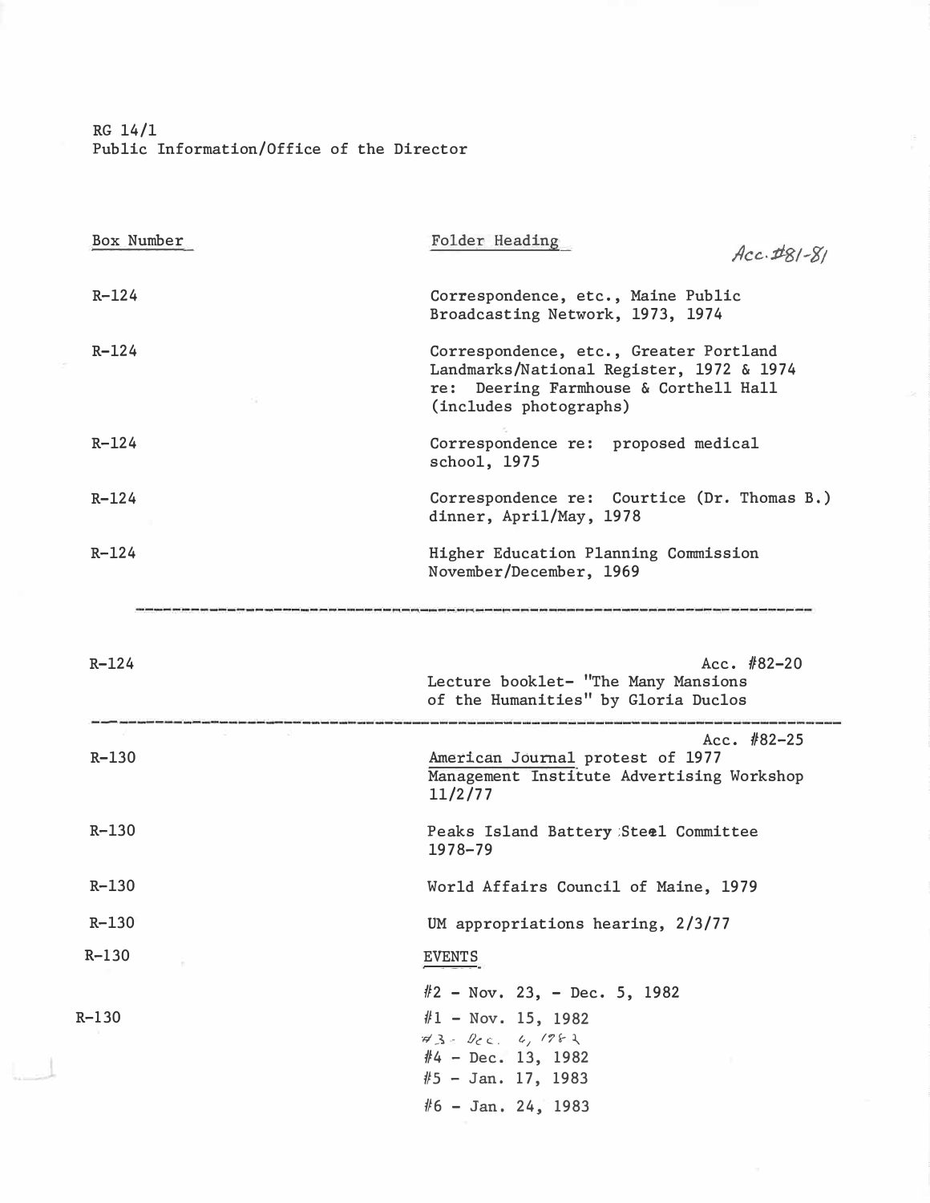RG 14/1
Public Information/Office of the Director

| Box Number | Folder Heading |
| --- | --- |
| | *Acc.#81-81* |
| R-124 | Correspondence, etc., Maine Public Broadcasting Network, 1973, 1974 |
| R-124 | Correspondence, etc., Greater Portland Landmarks/National Register, 1972 & 1974 re: Deering Farmhouse & Corthell Hall (includes photographs) |
| R-124 | Correspondence re: proposed medical school, 1975 |
| R-124 | Correspondence re: Courtice (Dr. Thomas B.) dinner, April/May, 1978 |
| R-124 | Higher Education Planning Commission November/December, 1969 |

---

| Box Number | Folder Heading |
| --- | --- |
| | Acc. #82-20 |
| R-124 | Lecture booklet- "The Many Mansions of the Humanities" by Gloria Duclos |

---

| Box Number | Folder Heading |
| --- | --- |
| | Acc. #82-25 |
| R-130 | American Journal protest of 1977 Management Institute Advertising Workshop 11/2/77 |
| R-130 | Peaks Island Battery Steel Committee 1978-79 |
| R-130 | World Affairs Council of Maine, 1979 |
| R-130 | UM appropriations hearing, 2/3/77 |
| R-130 | EVENTS |
| | #2 - Nov. 23, - Dec. 5, 1982 |
| R-130 | #1 - Nov. 15, 1982 |
| | *#3 - Dec. 6, 1982* |
| | #4 - Dec. 13, 1982 |
| | #5 - Jan. 17, 1983 |
| | #6 - Jan. 24, 1983 |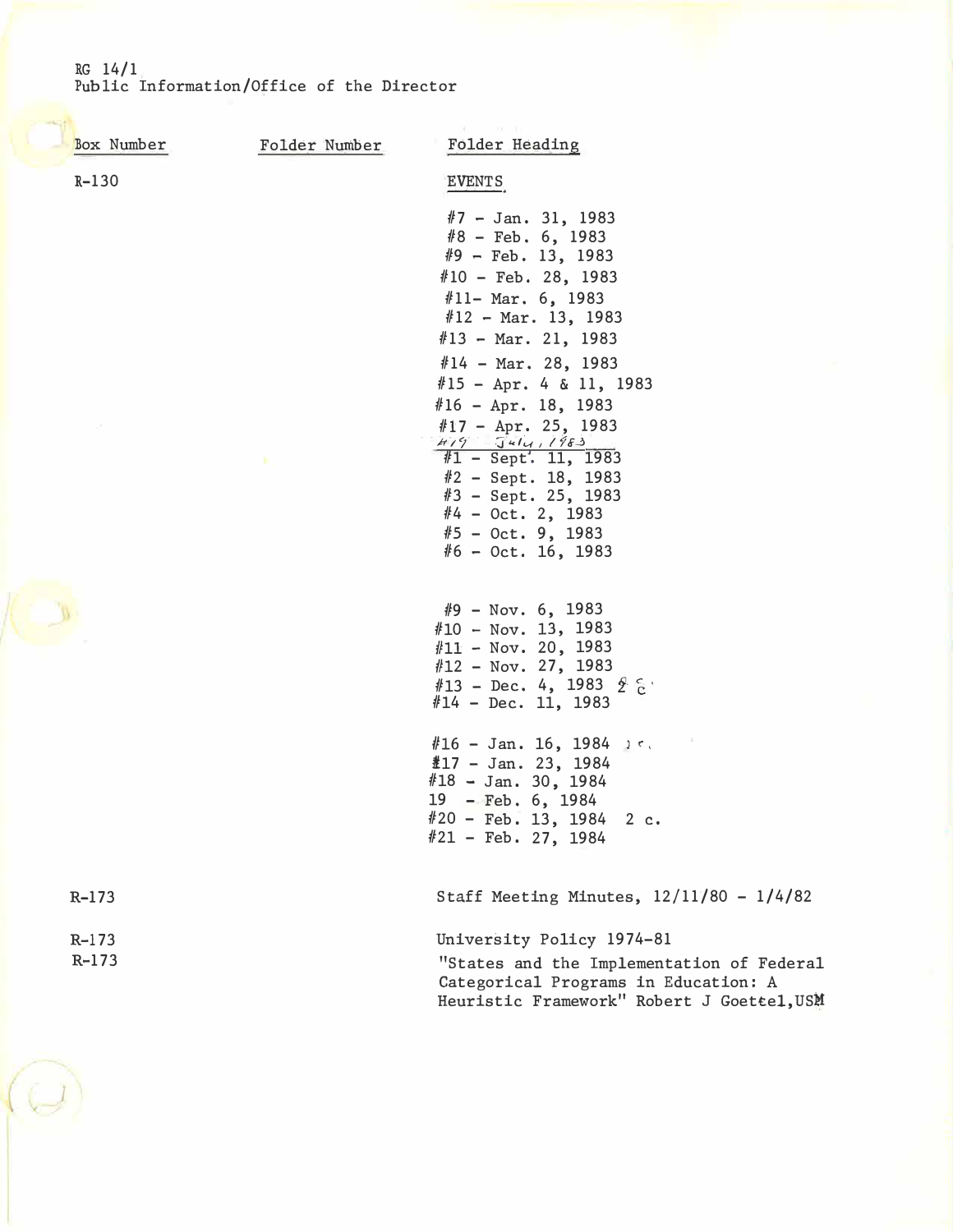RG 14/1
Public Information/Office of the Director

| Box Number | Folder Number | Folder Heading |
|---|---|---|
| R-130 | | EVENTS |
| | | #7 - Jan. 31, 1983 |
| | | #8 - Feb. 6, 1983 |
| | | #9 - Feb. 13, 1983 |
| | | #10 - Feb. 28, 1983 |
| | | #11- Mar. 6, 1983 |
| | | #12 - Mar. 13, 1983 |
| | | #13 - Mar. 21, 1983 |
| | | #14 - Mar. 28, 1983 |
| | | #15 - Apr. 4 & 11, 1983 |
| | | #16 - Apr. 18, 1983 |
| | | #17 - Apr. 25, 1983 |
| | | #19 July, 1983 |
| | | #1 - Sept. 11, 1983 |
| | | #2 - Sept. 18, 1983 |
| | | #3 - Sept. 25, 1983 |
| | | #4 - Oct. 2, 1983 |
| | | #5 - Oct. 9, 1983 |
| | | #6 - Oct. 16, 1983 |
| | | #9 - Nov. 6, 1983 |
| | | #10 - Nov. 13, 1983 |
| | | #11 - Nov. 20, 1983 |
| | | #12 - Nov. 27, 1983 |
| | | #13 - Dec. 4, 1983 2 c. |
| | | #14 - Dec. 11, 1983 |
| | | #16 - Jan. 16, 1984 2 c. |
| | | #17 - Jan. 23, 1984 |
| | | #18 - Jan. 30, 1984 |
| | | 19 - Feb. 6, 1984 |
| | | #20 - Feb. 13, 1984 2 c. |
| | | #21 - Feb. 27, 1984 |
| R-173 | | Staff Meeting Minutes, 12/11/80 - 1/4/82 |
| R-173 | | University Policy 1974-81 |
| R-173 | | "States and the Implementation of Federal Categorical Programs in Education: A Heuristic Framework" Robert J Goettel,USM |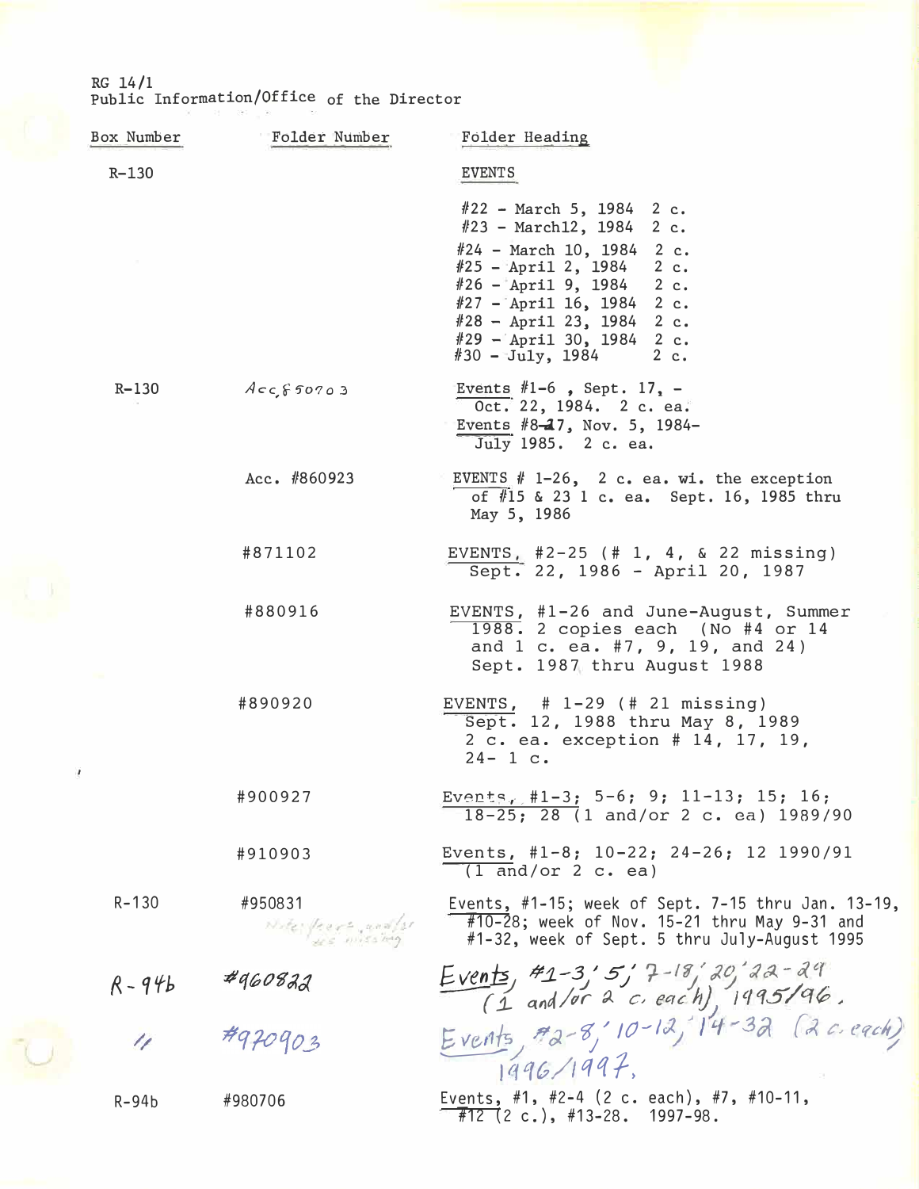RG 14/1
Public Information/Office of the Director

| Box Number | Folder Number | Folder Heading |
|---|---|---|
| R-130 | | EVENTS |
| | | #22 - March 5, 1984 2 c.<br>#23 - March12, 1984 2 c.<br>#24 - March 10, 1984 2 c.<br>#25 - April 2, 1984 2 c.<br>#26 - April 9, 1984 2 c.<br>#27 - April 16, 1984 2 c.<br>#28 - April 23, 1984 2 c.<br>#29 - April 30, 1984 2 c.<br>#30 - July, 1984 2 c. |
| R-130 | Acc. 850703 | Events #1-6 , Sept. 17, - Oct. 22, 1984. 2 c. ea.<br>Events #8-27, Nov. 5, 1984- July 1985. 2 c. ea. |
| | Acc. #860923 | EVENTS # 1-26, 2 c. ea. wi. the exception of #15 & 23 1 c. ea. Sept. 16, 1985 thru May 5, 1986 |
| | #871102 | EVENTS, #2-25 (# 1, 4, & 22 missing) Sept. 22, 1986 - April 20, 1987 |
| | #880916 | EVENTS, #1-26 and June-August, Summer 1988. 2 copies each (No #4 or 14 and 1 c. ea. #7, 9, 19, and 24) Sept. 1987 thru August 1988 |
| | #890920 | EVENTS, # 1-29 (# 21 missing) Sept. 12, 1988 thru May 8, 1989 2 c. ea. exception # 14, 17, 19, 24- 1 c. |
| | #900927 | Events, #1-3; 5-6; 9; 11-13; 15; 16; 18-25; 28 (1 and/or 2 c. ea) 1989/90 |
| | #910903 | Events, #1-8; 10-22; 24-26; 12 1990/91 (1 and/or 2 c. ea) |
| R-130 | #950831<br>Note: parts and/or are missing | Events, #1-15; week of Sept. 7-15 thru Jan. 13-19, #10-28; week of Nov. 15-21 thru May 9-31 and #1-32, week of Sept. 5 thru July-August 1995 |
| R-94b | #960822 | Events, #1-3, 5, 7-18, 20, 22-29 (1 and/or 2 c. each), 1995/96. |
| " | #970903 | Events, #2-8, 10-12, 14-32 (2 c. each) 1996/1997. |
| R-94b | #980706 | Events, #1, #2-4 (2 c. each), #7, #10-11, #12 (2 c.), #13-28. 1997-98. |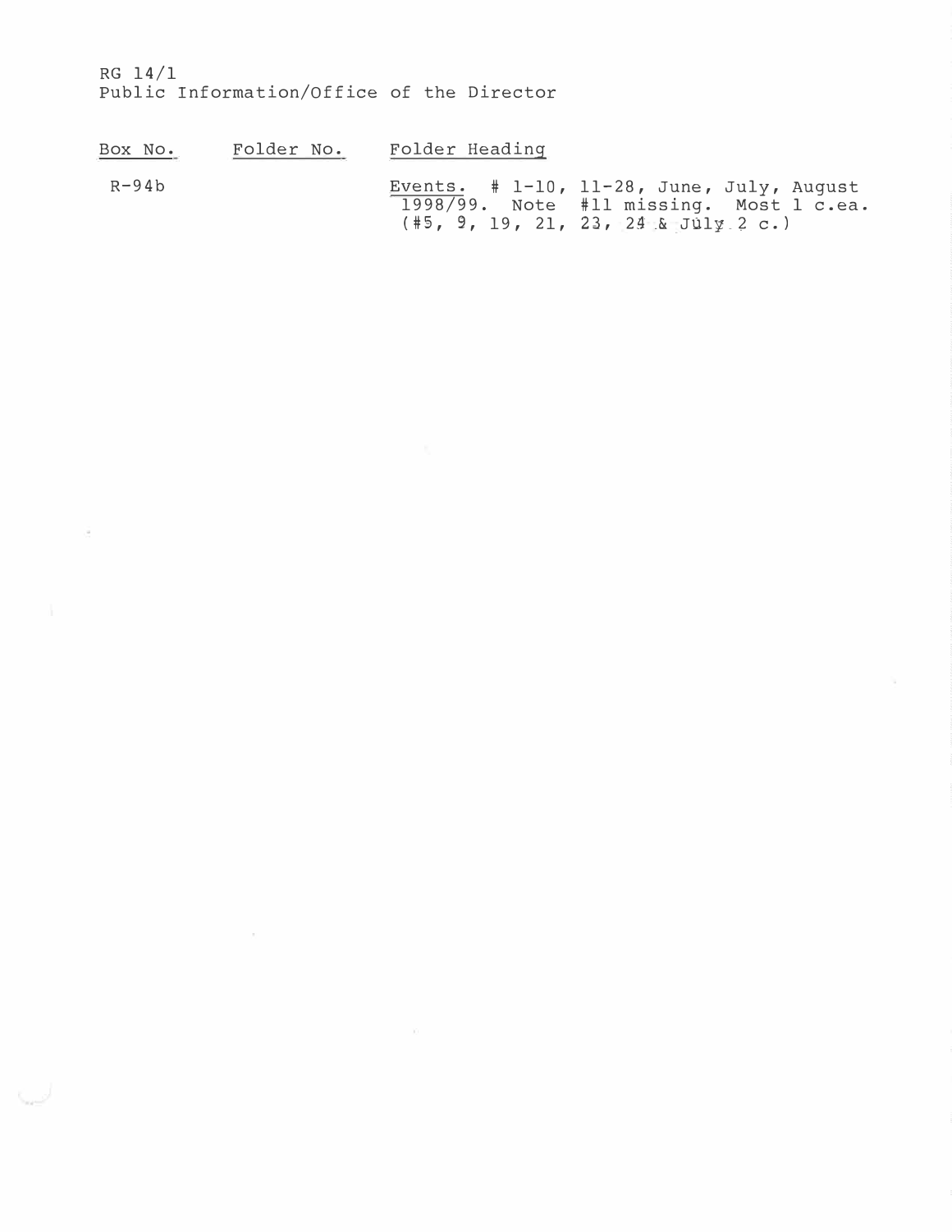RG 14/1
Public Information/Office of the Director

| Box No. | Folder No. | Folder Heading |
| --- | --- | --- |
| R-94b | | Events. # 1-10, 11-28, June, July, August 1998/99. Note #11 missing. Most 1 c.ea. (#5, 9, 19, 21, 23, 24 & July 2 c.) |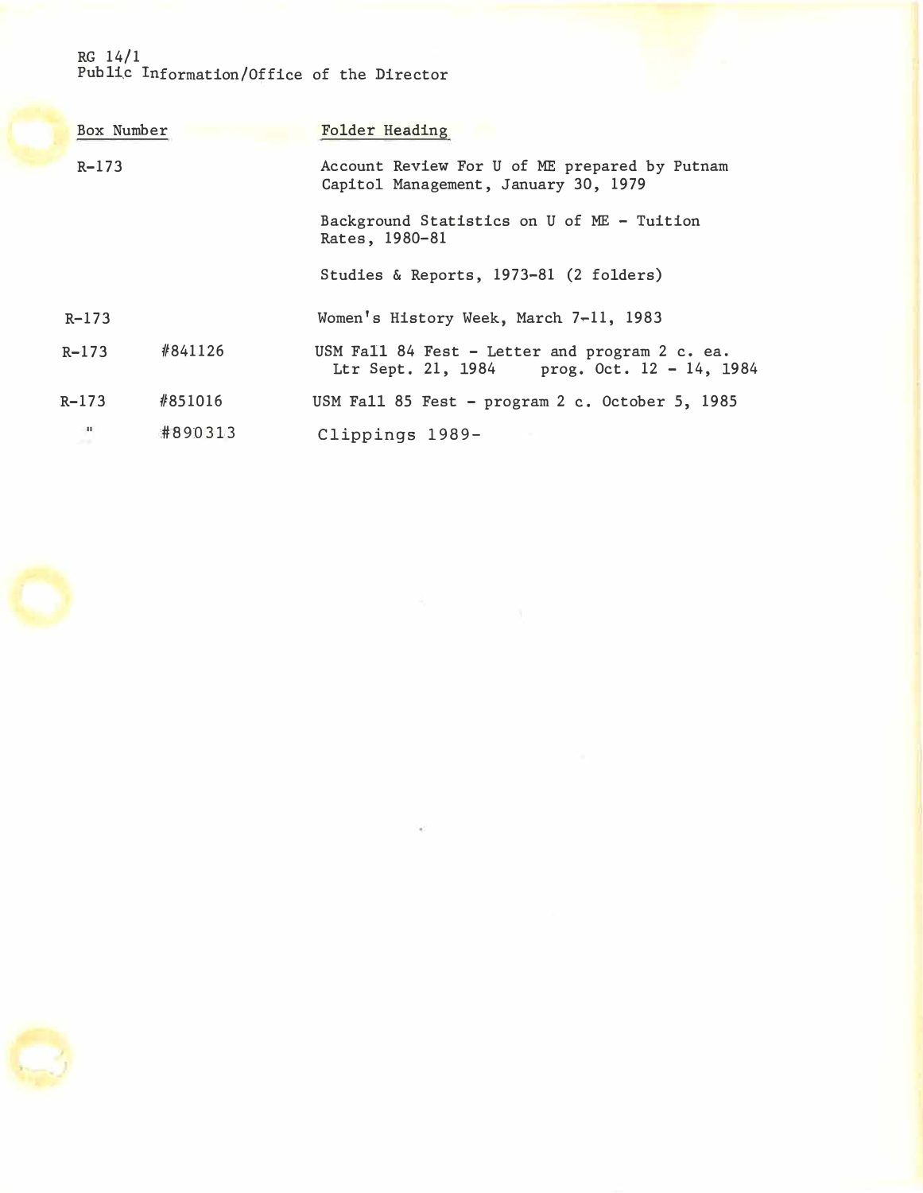RG 14/1
Public Information/Office of the Director

| Box Number | | Folder Heading |
|---|---|---|
| R-173 | | Account Review For U of ME prepared by Putnam Capitol Management, January 30, 1979 |
| | | Background Statistics on U of ME - Tuition Rates, 1980-81 |
| | | Studies & Reports, 1973-81 (2 folders) |
| R-173 | | Women's History Week, March 7-11, 1983 |
| R-173 | #841126 | USM Fall 84 Fest - Letter and program 2 c. ea. Ltr Sept. 21, 1984 prog. Oct. 12 - 14, 1984 |
| R-173 | #851016 | USM Fall 85 Fest - program 2 c. October 5, 1985 |
| " | #890313 | Clippings 1989- |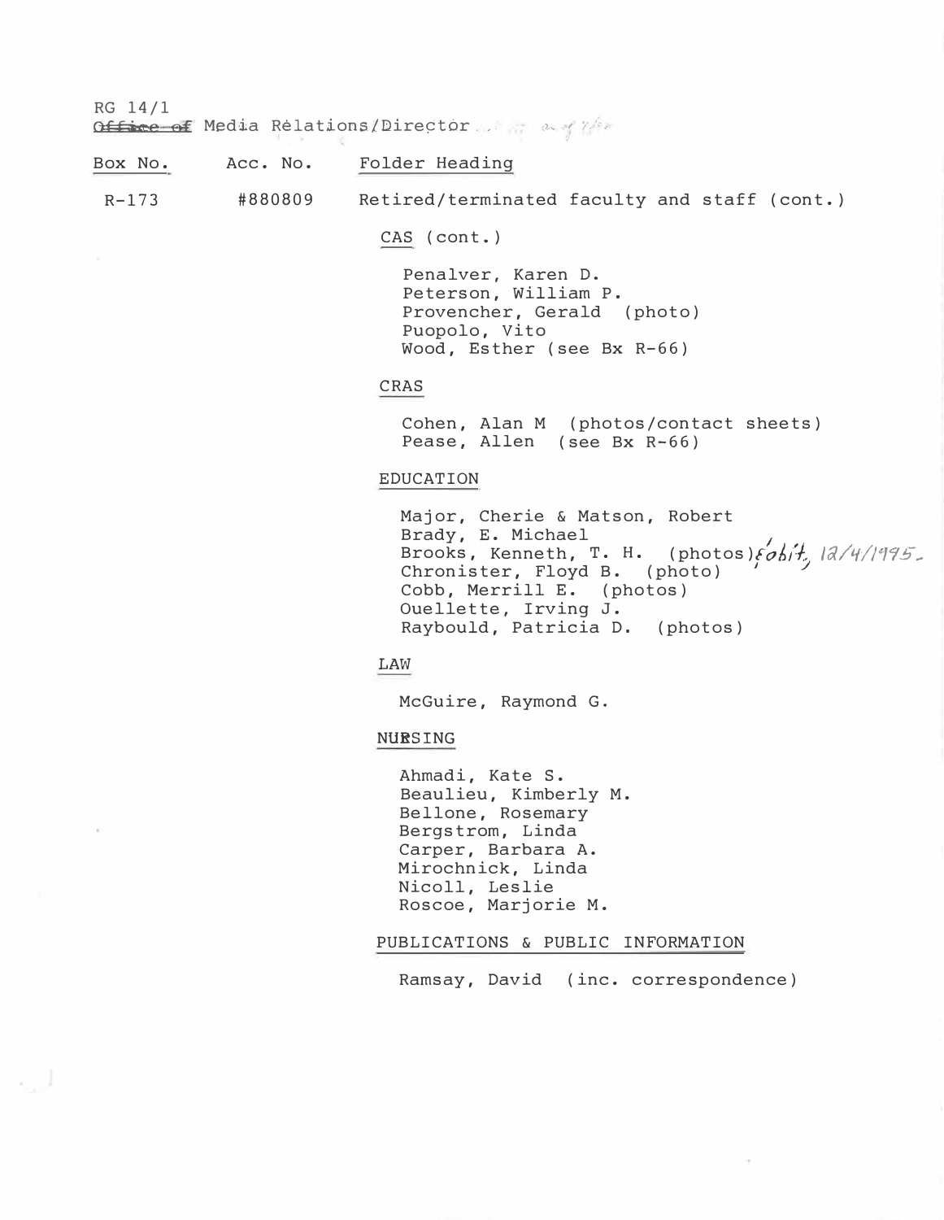RG 14/1

~~Office of~~ Media Relations/Director

| Box No. | Acc. No. | Folder Heading |
|---|---|---|
| R-173 | #880809 | Retired/terminated faculty and staff (cont.) |

CAS (cont.)

- Penalver, Karen D.
- Peterson, William P.
- Provencher, Gerald (photo)
- Puopolo, Vito
- Wood, Esther (see Bx R-66)

CRAS

- Cohen, Alan M (photos/contact sheets)
- Pease, Allen (see Bx R-66)

EDUCATION

- Major, Cherie & Matson, Robert
- Brady, E. Michael
- Brooks, Kenneth, T. H. (photos); obit, 12/4/1995.
- Chronister, Floyd B. (photo)
- Cobb, Merrill E. (photos)
- Ouellette, Irving J.
- Raybould, Patricia D. (photos)

LAW

- McGuire, Raymond G.

NURSING

- Ahmadi, Kate S.
- Beaulieu, Kimberly M.
- Bellone, Rosemary
- Bergstrom, Linda
- Carper, Barbara A.
- Mirochnick, Linda
- Nicoll, Leslie
- Roscoe, Marjorie M.

PUBLICATIONS & PUBLIC INFORMATION

- Ramsay, David (inc. correspondence)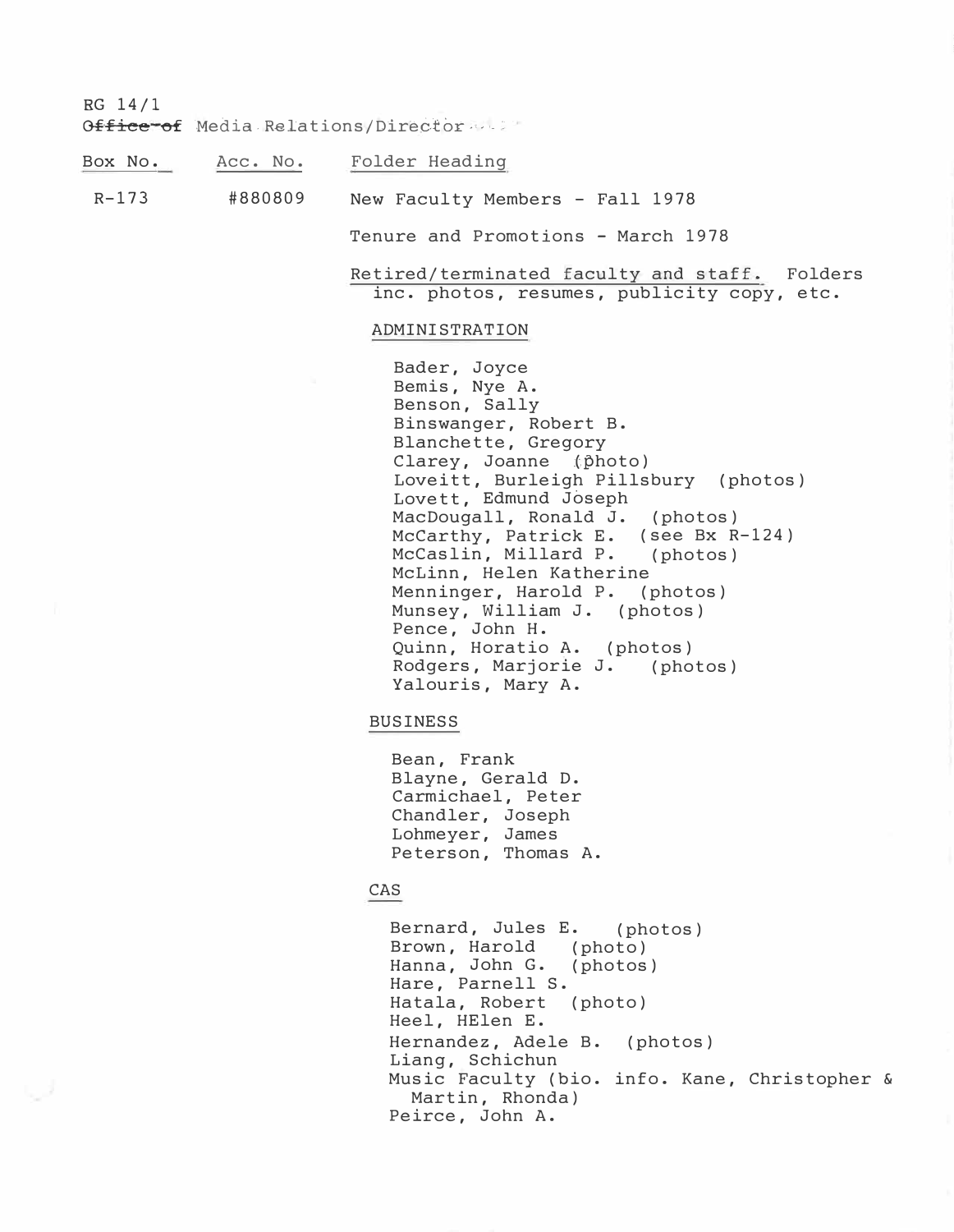RG 14/1
~~Office of~~ Media Relations/Director

| Box No. | Acc. No. | Folder Heading |
|---|---|---|
| R-173 | #880809 | New Faculty Members - Fall 1978 |
| | | Tenure and Promotions - March 1978 |
| | | Retired/terminated faculty and staff. Folders inc. photos, resumes, publicity copy, etc. |

ADMINISTRATION

- Bader, Joyce
- Bemis, Nye A.
- Benson, Sally
- Binswanger, Robert B.
- Blanchette, Gregory
- Clarey, Joanne (photo)
- Loveitt, Burleigh Pillsbury (photos)
- Lovett, Edmund Joseph
- MacDougall, Ronald J. (photos)
- McCarthy, Patrick E. (see Bx R-124)
- McCaslin, Millard P. (photos)
- McLinn, Helen Katherine
- Menninger, Harold P. (photos)
- Munsey, William J. (photos)
- Pence, John H.
- Quinn, Horatio A. (photos)
- Rodgers, Marjorie J. (photos)
- Yalouris, Mary A.

BUSINESS

- Bean, Frank
- Blayne, Gerald D.
- Carmichael, Peter
- Chandler, Joseph
- Lohmeyer, James
- Peterson, Thomas A.

CAS

- Bernard, Jules E. (photos)
- Brown, Harold (photo)
- Hanna, John G. (photos)
- Hare, Parnell S.
- Hatala, Robert (photo)
- Heel, HElen E.
- Hernandez, Adele B. (photos)
- Liang, Schichun
- Music Faculty (bio. info. Kane, Christopher & Martin, Rhonda)
- Peirce, John A.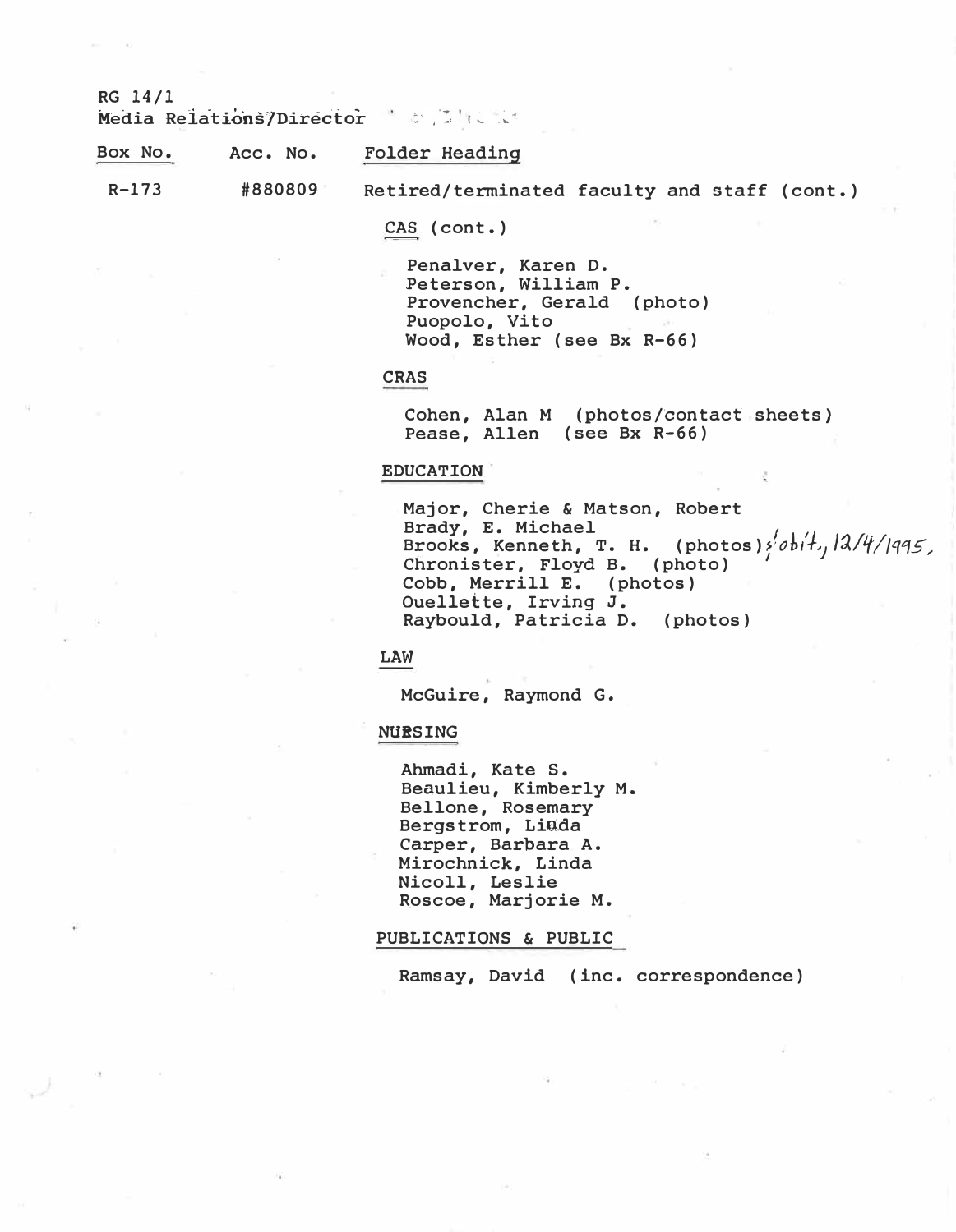RG 14/1
Media Relations/Director

| Box No. | Acc. No. | Folder Heading |
|---|---|---|
| R-173 | #880809 | Retired/terminated faculty and staff (cont.) |

**CAS (cont.)**

- Penalver, Karen D.
- Peterson, William P.
- Provencher, Gerald (photo)
- Puopolo, Vito
- Wood, Esther (see Bx R-66)

**CRAS**

- Cohen, Alan M (photos/contact sheets)
- Pease, Allen (see Bx R-66)

**EDUCATION**

- Major, Cherie & Matson, Robert
- Brady, E. Michael
- Brooks, Kenneth, T. H. (photos); obit, 12/4/1995,
- Chronister, Floyd B. (photo)
- Cobb, Merrill E. (photos)
- Ouellette, Irving J.
- Raybould, Patricia D. (photos)

**LAW**

- McGuire, Raymond G.

**NURSING**

- Ahmadi, Kate S.
- Beaulieu, Kimberly M.
- Bellone, Rosemary
- Bergstrom, Linda
- Carper, Barbara A.
- Mirochnick, Linda
- Nicoll, Leslie
- Roscoe, Marjorie M.

**PUBLICATIONS & PUBLIC**

- Ramsay, David (inc. correspondence)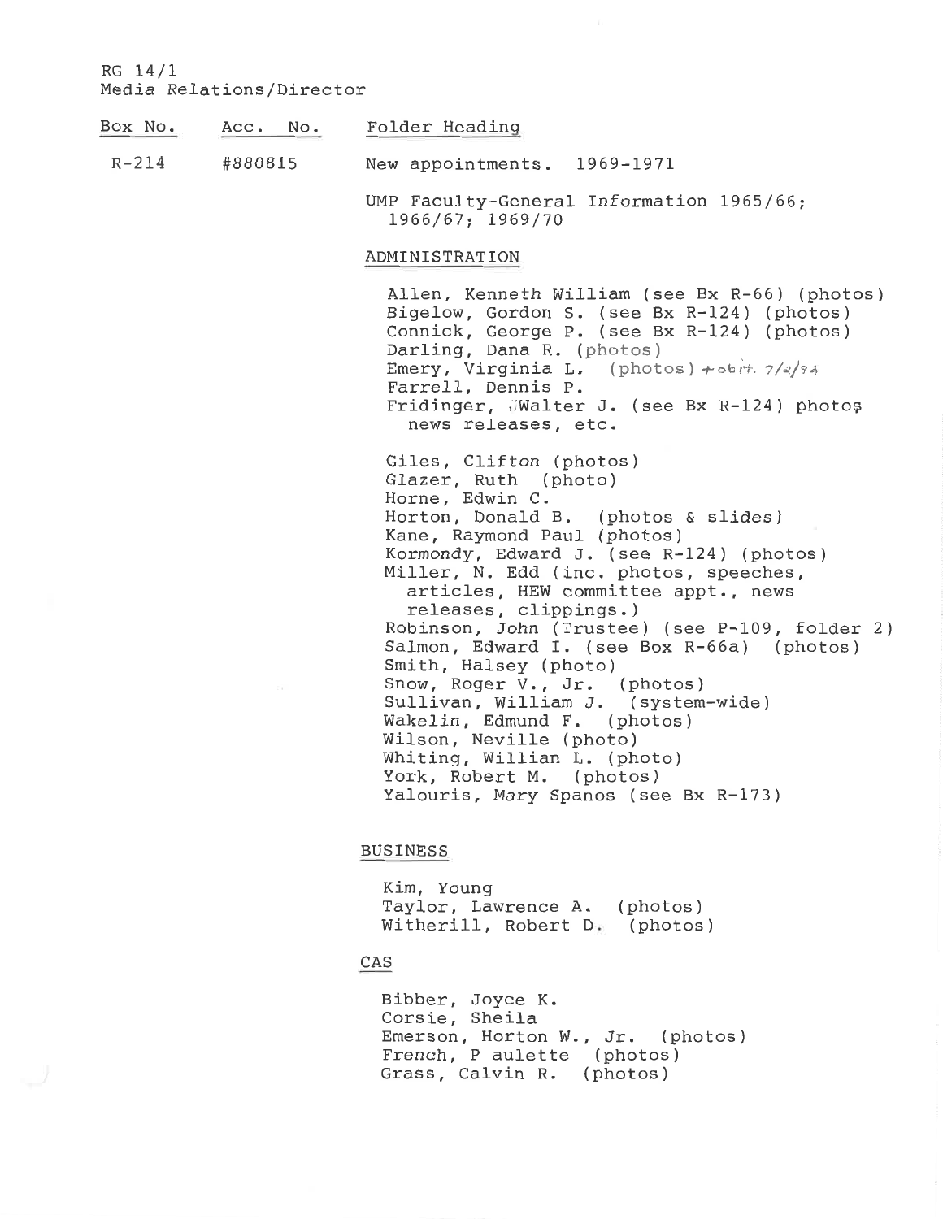RG 14/1
Media Relations/Director

| Box No. | Acc. No. | Folder Heading |
|---|---|---|
| R-214 | #880815 | New appointments. 1969-1971 |
| | | UMP Faculty-General Information 1965/66; 1966/67; 1969/70 |

ADMINISTRATION

Allen, Kenneth William (see Bx R-66) (photos)
Bigelow, Gordon S. (see Bx R-124) (photos)
Connick, George P. (see Bx R-124) (photos)
Darling, Dana R. (photos)
Emery, Virginia L. (photos) + obit. 7/2/94
Farrell, Dennis P.
Fridinger, Walter J. (see Bx R-124) photos news releases, etc.

Giles, Clifton (photos)
Glazer, Ruth (photo)
Horne, Edwin C.
Horton, Donald B. (photos & slides)
Kane, Raymond Paul (photos)
Kormondy, Edward J. (see R-124) (photos)
Miller, N. Edd (inc. photos, speeches, articles, HEW committee appt., news releases, clippings.)
Robinson, John (Trustee) (see P-109, folder 2)
Salmon, Edward I. (see Box R-66a) (photos)
Smith, Halsey (photo)
Snow, Roger V., Jr. (photos)
Sullivan, William J. (system-wide)
Wakelin, Edmund F. (photos)
Wilson, Neville (photo)
Whiting, Willian L. (photo)
York, Robert M. (photos)
Yalouris, Mary Spanos (see Bx R-173)

BUSINESS

Kim, Young
Taylor, Lawrence A. (photos)
Witherill, Robert D. (photos)

CAS

Bibber, Joyce K.
Corsie, Sheila
Emerson, Horton W., Jr. (photos)
French, P aulette (photos)
Grass, Calvin R. (photos)